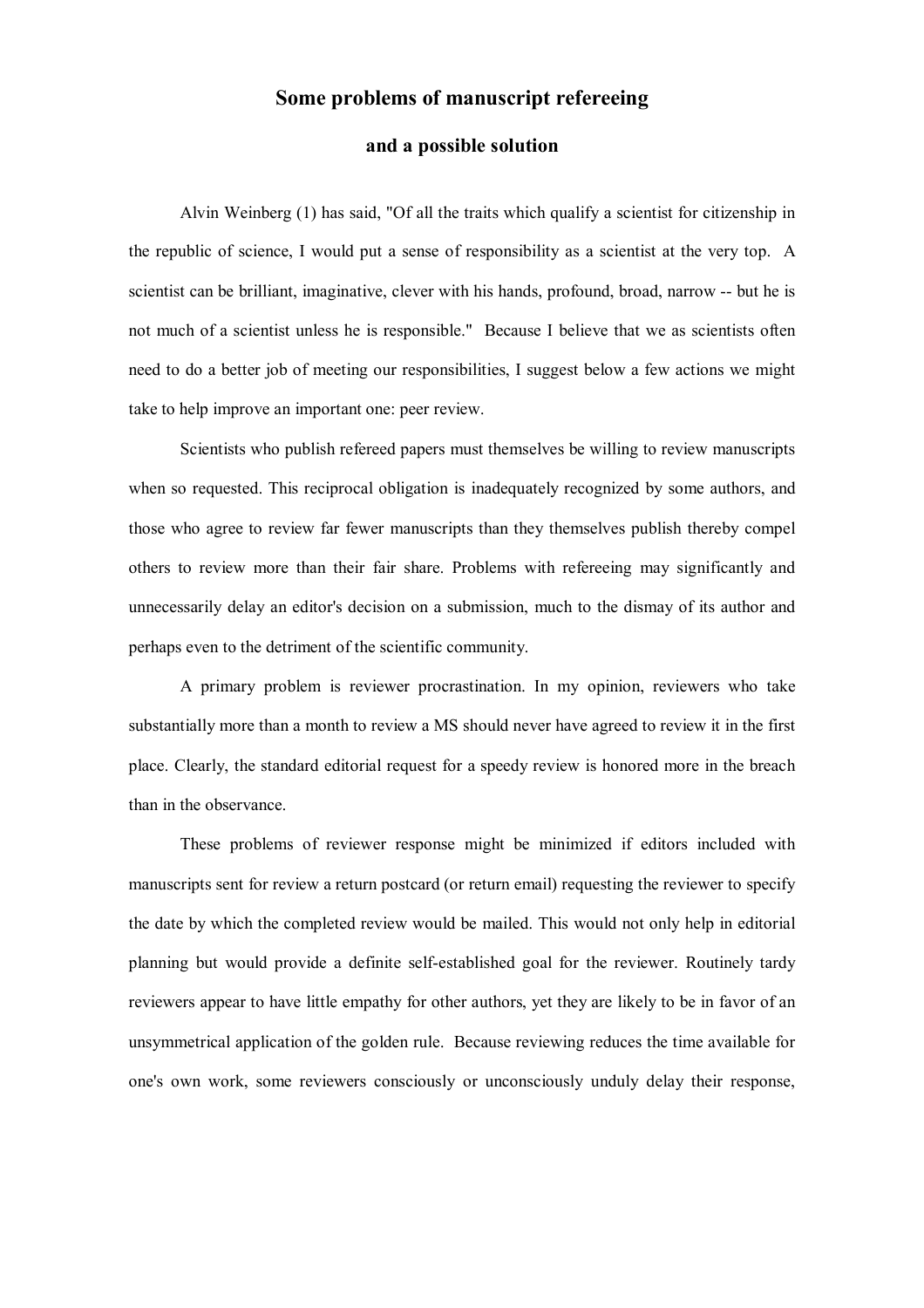# Some problems of manuscript refereeing

## and a possible solution

Alvin Weinberg (1) has said, "Of all the traits which qualify a scientist for citizenship in the republic of science, I would put a sense of responsibility as a scientist at the very top. A scientist can be brilliant, imaginative, clever with his hands, profound, broad, narrow -- but he is not much of a scientist unless he is responsible." Because I believe that we as scientists often need to do a better job of meeting our responsibilities, I suggest below a few actions we might take to help improve an important one: peer review.

Scientists who publish refereed papers must themselves be willing to review manuscripts when so requested. This reciprocal obligation is inadequately recognized by some authors, and those who agree to review far fewer manuscripts than they themselves publish thereby compel others to review more than their fair share. Problems with refereeing may significantly and unnecessarily delay an editor's decision on a submission, much to the dismay of its author and perhaps even to the detriment of the scientific community.

A primary problem is reviewer procrastination. In my opinion, reviewers who take substantially more than a month to review a MS should never have agreed to review it in the first place. Clearly, the standard editorial request for a speedy review is honored more in the breach than in the observance.

These problems of reviewer response might be minimized if editors included with manuscripts sent for review a return postcard (or return email) requesting the reviewer to specify the date by which the completed review would be mailed. This would not only help in editorial planning but would provide a definite self-established goal for the reviewer. Routinely tardy reviewers appear to have little empathy for other authors, yet they are likely to be in favor of an unsymmetrical application of the golden rule. Because reviewing reduces the time available for one's own work, some reviewers consciously or unconsciously unduly delay their response,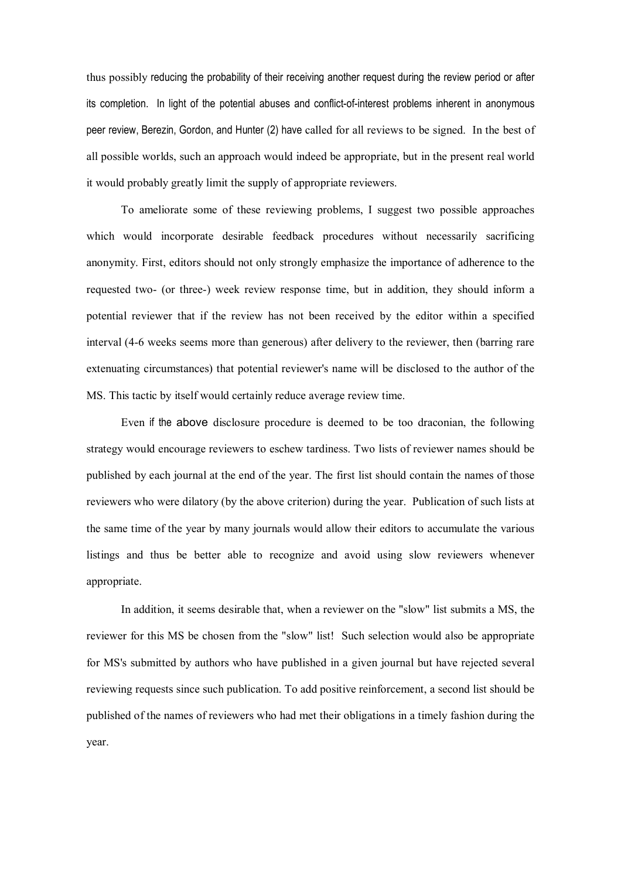thus possibly reducing the probability of their receiving another request during the review period or after its completion. In light of the potential abuses and conflict-of-interest problems inherent in anonymous peer review, Berezin, Gordon, and Hunter (2) have called for all reviews to be signed. In the best of all possible worlds, such an approach would indeed be appropriate, but in the present real world it would probably greatly limit the supply of appropriate reviewers.

To ameliorate some of these reviewing problems, I suggest two possible approaches which would incorporate desirable feedback procedures without necessarily sacrificing anonymity. First, editors should not only strongly emphasize the importance of adherence to the requested two- (or three-) week review response time, but in addition, they should inform a potential reviewer that if the review has not been received by the editor within a specified interval (4-6 weeks seems more than generous) after delivery to the reviewer, then (barring rare extenuating circumstances) that potential reviewer's name will be disclosed to the author of the MS. This tactic by itself would certainly reduce average review time.

Even if the above disclosure procedure is deemed to be too draconian, the following strategy would encourage reviewers to eschew tardiness. Two lists of reviewer names should be published by each journal at the end of the year. The first list should contain the names of those reviewers who were dilatory (by the above criterion) during the year. Publication of such lists at the same time of the year by many journals would allow their editors to accumulate the various listings and thus be better able to recognize and avoid using slow reviewers whenever appropriate.

In addition, it seems desirable that, when a reviewer on the "slow" list submits a MS, the reviewer for this MS be chosen from the "slow" list! Such selection would also be appropriate for MS's submitted by authors who have published in a given journal but have rejected several reviewing requests since such publication. To add positive reinforcement, a second list should be published of the names of reviewers who had met their obligations in a timely fashion during the year.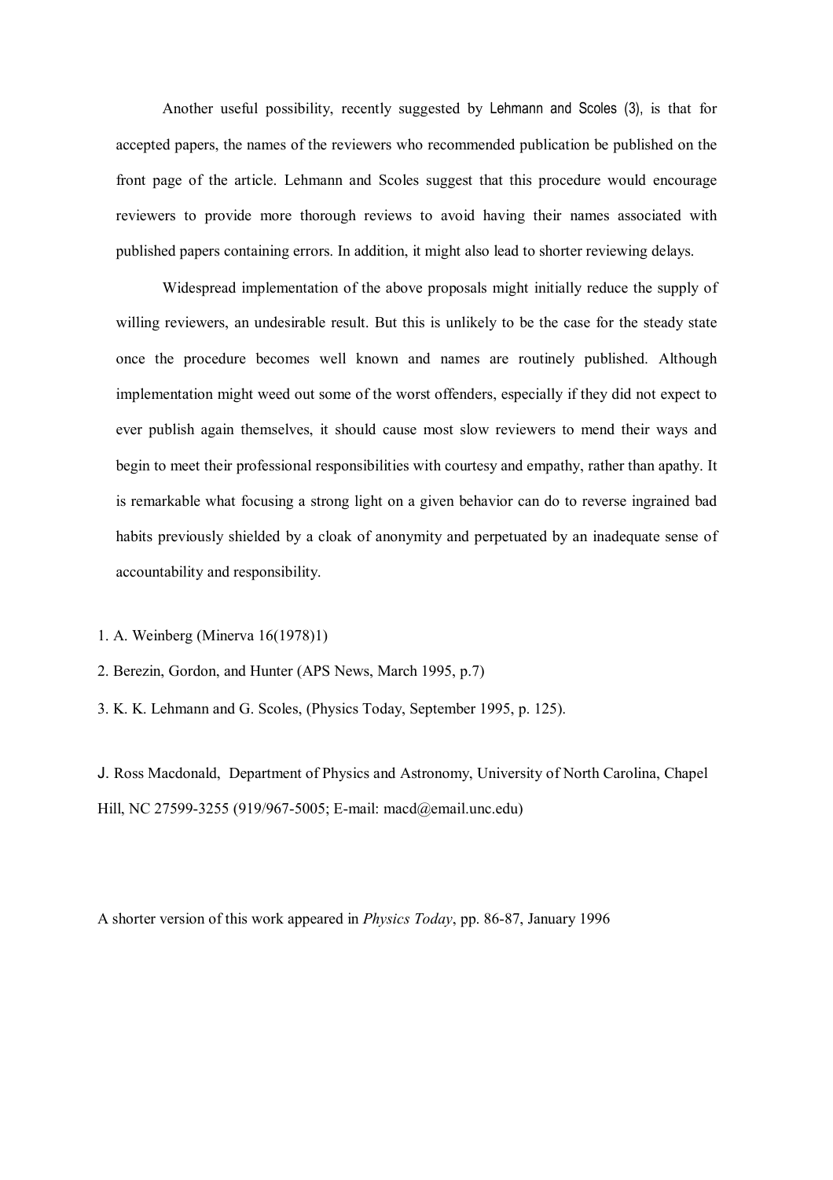Another useful possibility, recently suggested by Lehmann and Scoles (3), is that for accepted papers, the names of the reviewers who recommended publication be published on the front page of the article. Lehmann and Scoles suggest that this procedure would encourage reviewers to provide more thorough reviews to avoid having their names associated with published papers containing errors. In addition, it might also lead to shorter reviewing delays.

Widespread implementation of the above proposals might initially reduce the supply of willing reviewers, an undesirable result. But this is unlikely to be the case for the steady state once the procedure becomes well known and names are routinely published. Although implementation might weed out some of the worst offenders, especially if they did not expect to ever publish again themselves, it should cause most slow reviewers to mend their ways and begin to meet their professional responsibilities with courtesy and empathy, rather than apathy. It is remarkable what focusing a strong light on a given behavior can do to reverse ingrained bad habits previously shielded by a cloak of anonymity and perpetuated by an inadequate sense of accountability and responsibility.

1. A. Weinberg (Minerva 16(1978)1)
2. Berezin, Gordon, and Hunter (APS News, March 1995, p.7)
3. K. K. Lehmann and G. Scoles, (Physics Today, September 1995, p. 125).

J. Ross Macdonald, Department of Physics and Astronomy, University of North Carolina, Chapel Hill, NC 27599-3255 (919/967-5005; E-mail: macd@email.unc.edu)

A shorter version of this work appeared in *Physics Today*, pp. 86-87, January 1996